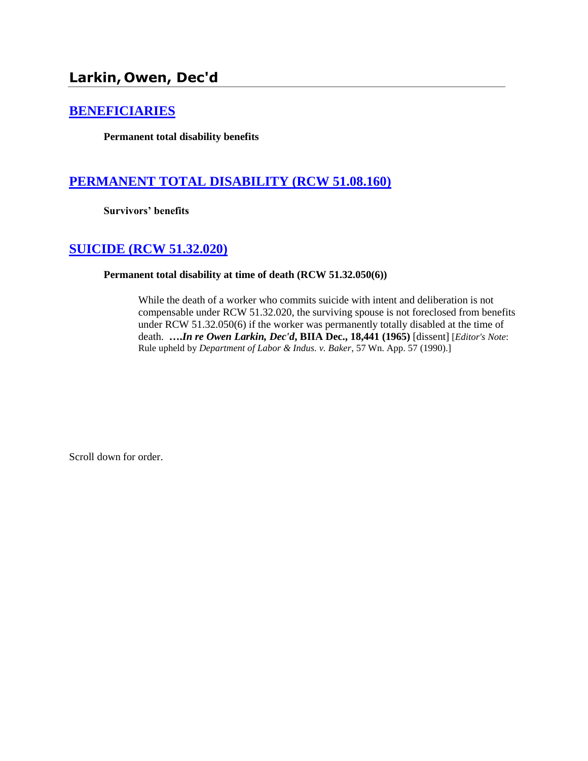## Larkin, Owen, Dec'd

### BENEFICIARIES

**Permanent total disability benefits**

### PERMANENT TOTAL DISABILITY (RCW 51.08.160)

**Survivors' benefits**

### SUICIDE (RCW 51.32.020)

**Permanent total disability at time of death (RCW 51.32.050(6))**

> While the death of a worker who commits suicide with intent and deliberation is not compensable under RCW 51.32.020, the surviving spouse is not foreclosed from benefits under RCW 51.32.050(6) if the worker was permanently totally disabled at the time of death. ****….In re Owen Larkin, Dec'd*, BIIA Dec., 18,441 (1965)** [dissent] [*Editor's Note*: Rule upheld by *Department of Labor & Indus. v. Baker*, 57 Wn. App. 57 (1990).]

Scroll down for order.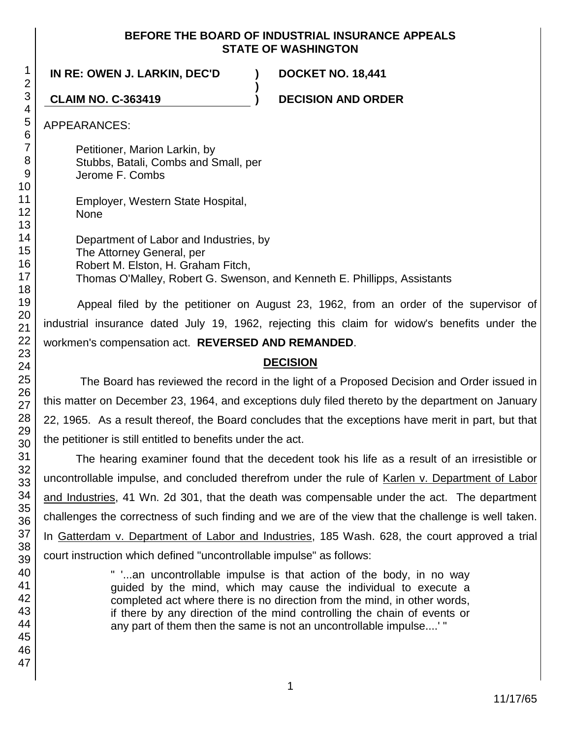**BEFORE THE BOARD OF INDUSTRIAL INSURANCE APPEALS**
**STATE OF WASHINGTON**

**IN RE: OWEN J. LARKIN, DEC'D ) DOCKET NO. 18,441**
**)**
**CLAIM NO. C-363419 ) DECISION AND ORDER**

APPEARANCES:

Petitioner, Marion Larkin, by
Stubbs, Batali, Combs and Small, per
Jerome F. Combs

Employer, Western State Hospital,
None

Department of Labor and Industries, by
The Attorney General, per
Robert M. Elston, H. Graham Fitch,
Thomas O'Malley, Robert G. Swenson, and Kenneth E. Phillipps, Assistants

Appeal filed by the petitioner on August 23, 1962, from an order of the supervisor of industrial insurance dated July 19, 1962, rejecting this claim for widow's benefits under the workmen's compensation act. **REVERSED AND REMANDED**.

## DECISION

The Board has reviewed the record in the light of a Proposed Decision and Order issued in this matter on December 23, 1964, and exceptions duly filed thereto by the department on January 22, 1965. As a result thereof, the Board concludes that the exceptions have merit in part, but that the petitioner is still entitled to benefits under the act.

The hearing examiner found that the decedent took his life as a result of an irresistible or uncontrollable impulse, and concluded therefrom under the rule of Karlen v. Department of Labor and Industries, 41 Wn. 2d 301, that the death was compensable under the act. The department challenges the correctness of such finding and we are of the view that the challenge is well taken. In Gatterdam v. Department of Labor and Industries, 185 Wash. 628, the court approved a trial court instruction which defined "uncontrollable impulse" as follows:

> " '...an uncontrollable impulse is that action of the body, in no way guided by the mind, which may cause the individual to execute a completed act where there is no direction from the mind, in other words, if there by any direction of the mind controlling the chain of events or any part of them then the same is not an uncontrollable impulse....' "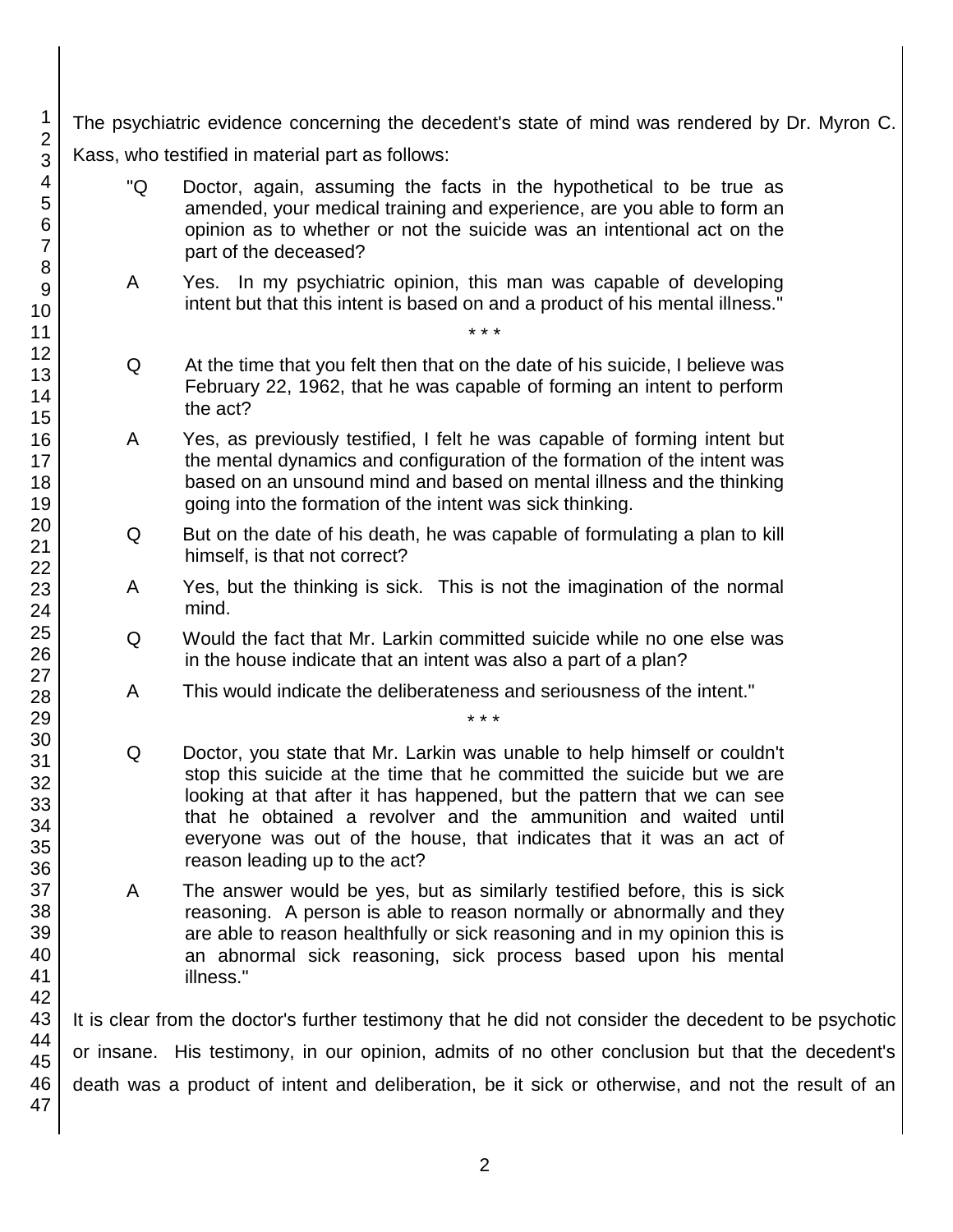The psychiatric evidence concerning the decedent's state of mind was rendered by Dr. Myron C. Kass, who testified in material part as follows:

> "Q Doctor, again, assuming the facts in the hypothetical to be true as amended, your medical training and experience, are you able to form an opinion as to whether or not the suicide was an intentional act on the part of the deceased?
>
> A Yes. In my psychiatric opinion, this man was capable of developing intent but that this intent is based on and a product of his mental illness."
>
> \* \* \*
>
> Q At the time that you felt then that on the date of his suicide, I believe was February 22, 1962, that he was capable of forming an intent to perform the act?
>
> A Yes, as previously testified, I felt he was capable of forming intent but the mental dynamics and configuration of the formation of the intent was based on an unsound mind and based on mental illness and the thinking going into the formation of the intent was sick thinking.
>
> Q But on the date of his death, he was capable of formulating a plan to kill himself, is that not correct?
>
> A Yes, but the thinking is sick. This is not the imagination of the normal mind.
>
> Q Would the fact that Mr. Larkin committed suicide while no one else was in the house indicate that an intent was also a part of a plan?
>
> A This would indicate the deliberateness and seriousness of the intent."
>
> \* \* \*
>
> Q Doctor, you state that Mr. Larkin was unable to help himself or couldn't stop this suicide at the time that he committed the suicide but we are looking at that after it has happened, but the pattern that we can see that he obtained a revolver and the ammunition and waited until everyone was out of the house, that indicates that it was an act of reason leading up to the act?
>
> A The answer would be yes, but as similarly testified before, this is sick reasoning. A person is able to reason normally or abnormally and they are able to reason healthfully or sick reasoning and in my opinion this is an abnormal sick reasoning, sick process based upon his mental illness."

It is clear from the doctor's further testimony that he did not consider the decedent to be psychotic or insane. His testimony, in our opinion, admits of no other conclusion but that the decedent's death was a product of intent and deliberation, be it sick or otherwise, and not the result of an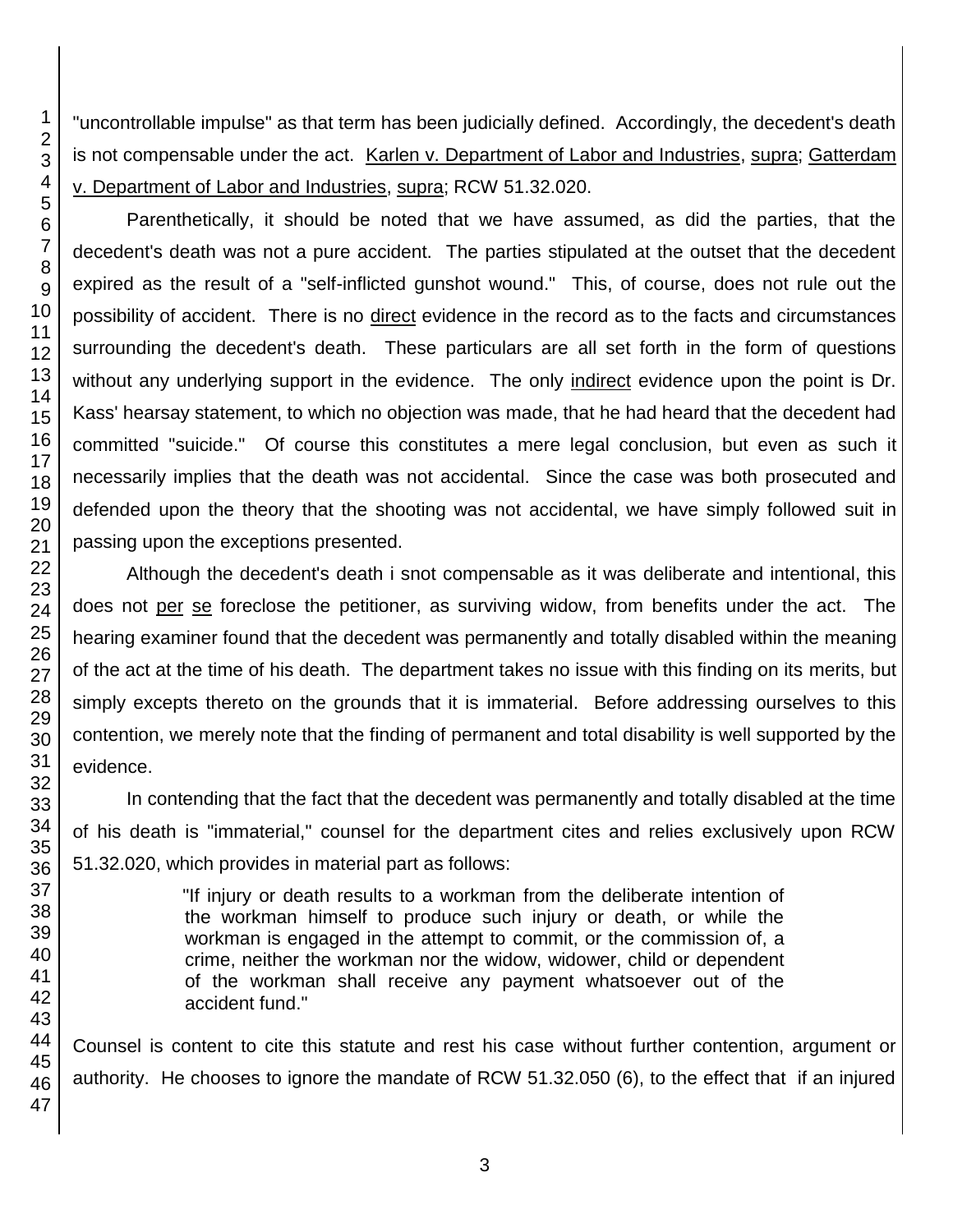"uncontrollable impulse" as that term has been judicially defined. Accordingly, the decedent's death is not compensable under the act. Karlen v. Department of Labor and Industries, supra; Gatterdam v. Department of Labor and Industries, supra; RCW 51.32.020.

Parenthetically, it should be noted that we have assumed, as did the parties, that the decedent's death was not a pure accident. The parties stipulated at the outset that the decedent expired as the result of a "self-inflicted gunshot wound." This, of course, does not rule out the possibility of accident. There is no direct evidence in the record as to the facts and circumstances surrounding the decedent's death. These particulars are all set forth in the form of questions without any underlying support in the evidence. The only indirect evidence upon the point is Dr. Kass' hearsay statement, to which no objection was made, that he had heard that the decedent had committed "suicide." Of course this constitutes a mere legal conclusion, but even as such it necessarily implies that the death was not accidental. Since the case was both prosecuted and defended upon the theory that the shooting was not accidental, we have simply followed suit in passing upon the exceptions presented.

Although the decedent's death i snot compensable as it was deliberate and intentional, this does not per se foreclose the petitioner, as surviving widow, from benefits under the act. The hearing examiner found that the decedent was permanently and totally disabled within the meaning of the act at the time of his death. The department takes no issue with this finding on its merits, but simply excepts thereto on the grounds that it is immaterial. Before addressing ourselves to this contention, we merely note that the finding of permanent and total disability is well supported by the evidence.

In contending that the fact that the decedent was permanently and totally disabled at the time of his death is "immaterial," counsel for the department cites and relies exclusively upon RCW 51.32.020, which provides in material part as follows:

> "If injury or death results to a workman from the deliberate intention of the workman himself to produce such injury or death, or while the workman is engaged in the attempt to commit, or the commission of, a crime, neither the workman nor the widow, widower, child or dependent of the workman shall receive any payment whatsoever out of the accident fund."

Counsel is content to cite this statute and rest his case without further contention, argument or authority. He chooses to ignore the mandate of RCW 51.32.050 (6), to the effect that if an injured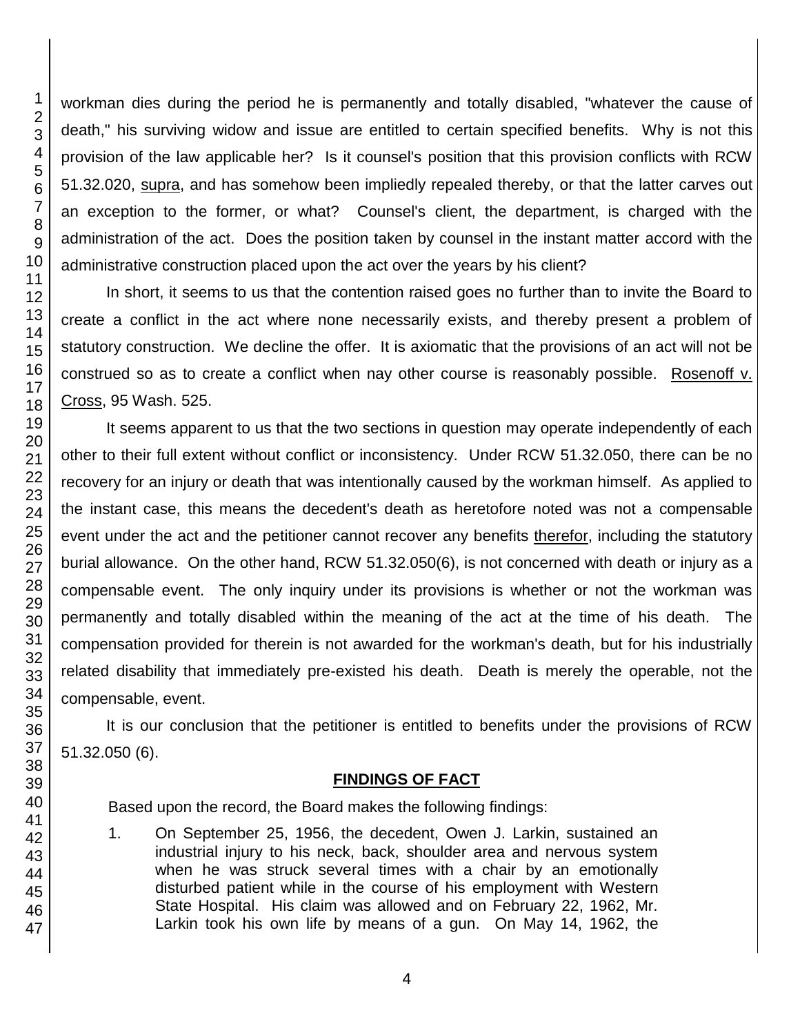workman dies during the period he is permanently and totally disabled, "whatever the cause of death," his surviving widow and issue are entitled to certain specified benefits. Why is not this provision of the law applicable her? Is it counsel's position that this provision conflicts with RCW 51.32.020, supra, and has somehow been impliedly repealed thereby, or that the latter carves out an exception to the former, or what? Counsel's client, the department, is charged with the administration of the act. Does the position taken by counsel in the instant matter accord with the administrative construction placed upon the act over the years by his client?

In short, it seems to us that the contention raised goes no further than to invite the Board to create a conflict in the act where none necessarily exists, and thereby present a problem of statutory construction. We decline the offer. It is axiomatic that the provisions of an act will not be construed so as to create a conflict when nay other course is reasonably possible. Rosenoff v. Cross, 95 Wash. 525.

It seems apparent to us that the two sections in question may operate independently of each other to their full extent without conflict or inconsistency. Under RCW 51.32.050, there can be no recovery for an injury or death that was intentionally caused by the workman himself. As applied to the instant case, this means the decedent's death as heretofore noted was not a compensable event under the act and the petitioner cannot recover any benefits therefor, including the statutory burial allowance. On the other hand, RCW 51.32.050(6), is not concerned with death or injury as a compensable event. The only inquiry under its provisions is whether or not the workman was permanently and totally disabled within the meaning of the act at the time of his death. The compensation provided for therein is not awarded for the workman's death, but for his industrially related disability that immediately pre-existed his death. Death is merely the operable, not the compensable, event.

It is our conclusion that the petitioner is entitled to benefits under the provisions of RCW 51.32.050 (6).

## FINDINGS OF FACT

Based upon the record, the Board makes the following findings:

1. On September 25, 1956, the decedent, Owen J. Larkin, sustained an industrial injury to his neck, back, shoulder area and nervous system when he was struck several times with a chair by an emotionally disturbed patient while in the course of his employment with Western State Hospital. His claim was allowed and on February 22, 1962, Mr. Larkin took his own life by means of a gun. On May 14, 1962, the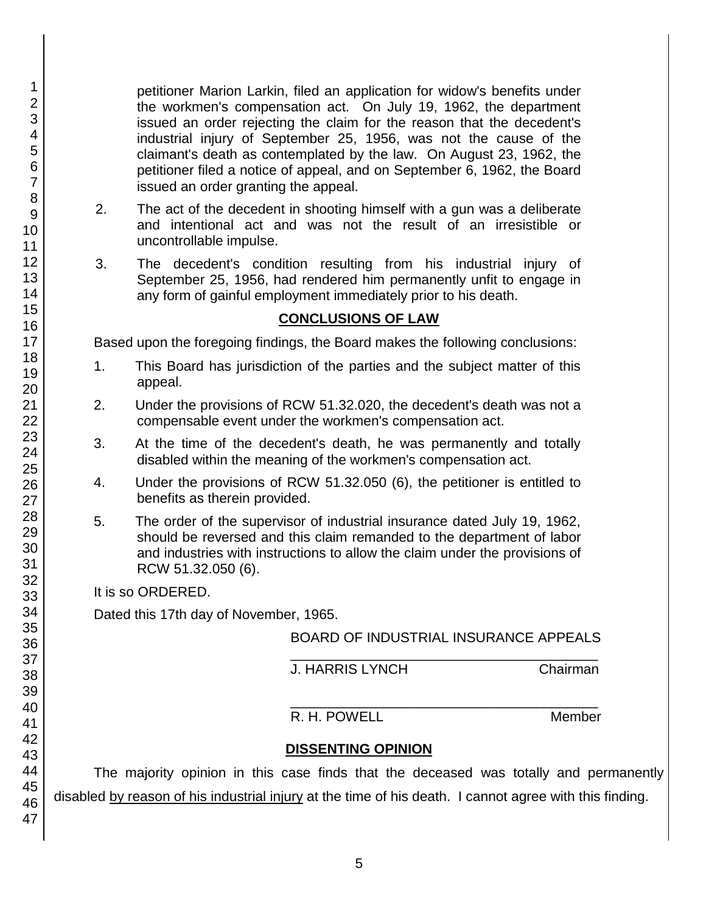petitioner Marion Larkin, filed an application for widow's benefits under the workmen's compensation act. On July 19, 1962, the department issued an order rejecting the claim for the reason that the decedent's industrial injury of September 25, 1956, was not the cause of the claimant's death as contemplated by the law. On August 23, 1962, the petitioner filed a notice of appeal, and on September 6, 1962, the Board issued an order granting the appeal.

2. The act of the decedent in shooting himself with a gun was a deliberate and intentional act and was not the result of an irresistible or uncontrollable impulse.

3. The decedent's condition resulting from his industrial injury of September 25, 1956, had rendered him permanently unfit to engage in any form of gainful employment immediately prior to his death.

## CONCLUSIONS OF LAW

Based upon the foregoing findings, the Board makes the following conclusions:

1. This Board has jurisdiction of the parties and the subject matter of this appeal.

2. Under the provisions of RCW 51.32.020, the decedent's death was not a compensable event under the workmen's compensation act.

3. At the time of the decedent's death, he was permanently and totally disabled within the meaning of the workmen's compensation act.

4. Under the provisions of RCW 51.32.050 (6), the petitioner is entitled to benefits as therein provided.

5. The order of the supervisor of industrial insurance dated July 19, 1962, should be reversed and this claim remanded to the department of labor and industries with instructions to allow the claim under the provisions of RCW 51.32.050 (6).

It is so ORDERED.

Dated this 17th day of November, 1965.

BOARD OF INDUSTRIAL INSURANCE APPEALS

\_\_\_\_\_\_\_\_\_\_\_\_\_\_\_\_\_\_\_\_\_\_\_\_\_\_\_\_\_\_\_\_\_\_\_\_\_\_\_\_
J. HARRIS LYNCH Chairman

\_\_\_\_\_\_\_\_\_\_\_\_\_\_\_\_\_\_\_\_\_\_\_\_\_\_\_\_\_\_\_\_\_\_\_\_\_\_\_\_
R. H. POWELL Member

## DISSENTING OPINION

The majority opinion in this case finds that the deceased was totally and permanently disabled by reason of his industrial injury at the time of his death. I cannot agree with this finding.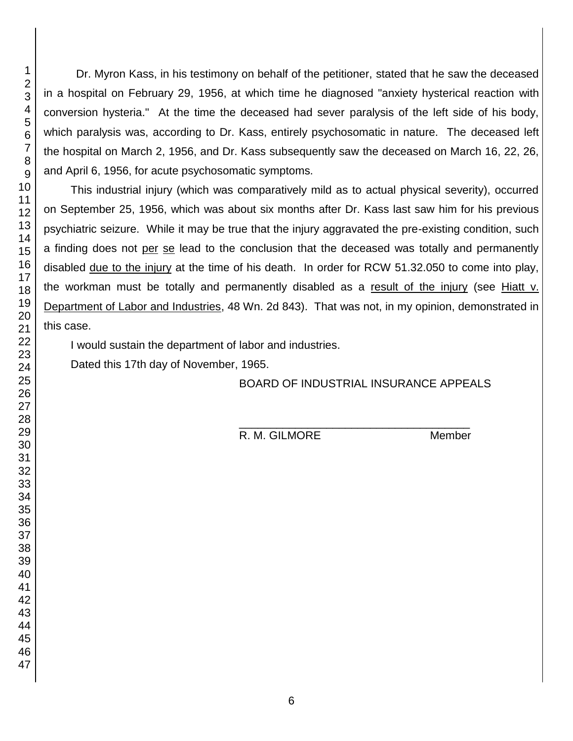Dr. Myron Kass, in his testimony on behalf of the petitioner, stated that he saw the deceased in a hospital on February 29, 1956, at which time he diagnosed "anxiety hysterical reaction with conversion hysteria." At the time the deceased had sever paralysis of the left side of his body, which paralysis was, according to Dr. Kass, entirely psychosomatic in nature. The deceased left the hospital on March 2, 1956, and Dr. Kass subsequently saw the deceased on March 16, 22, 26, and April 6, 1956, for acute psychosomatic symptoms.

This industrial injury (which was comparatively mild as to actual physical severity), occurred on September 25, 1956, which was about six months after Dr. Kass last saw him for his previous psychiatric seizure. While it may be true that the injury aggravated the pre-existing condition, such a finding does not per se lead to the conclusion that the deceased was totally and permanently disabled due to the injury at the time of his death. In order for RCW 51.32.050 to come into play, the workman must be totally and permanently disabled as a result of the injury (see Hiatt v. Department of Labor and Industries, 48 Wn. 2d 843). That was not, in my opinion, demonstrated in this case.

I would sustain the department of labor and industries.

Dated this 17th day of November, 1965.

BOARD OF INDUSTRIAL INSURANCE APPEALS

\_\_\_\_\_\_\_\_\_\_\_\_\_\_\_\_\_\_\_\_\_\_\_\_\_\_\_\_\_\_\_\_\_\_\_\_\_\_\_\_

R. M. GILMORE Member